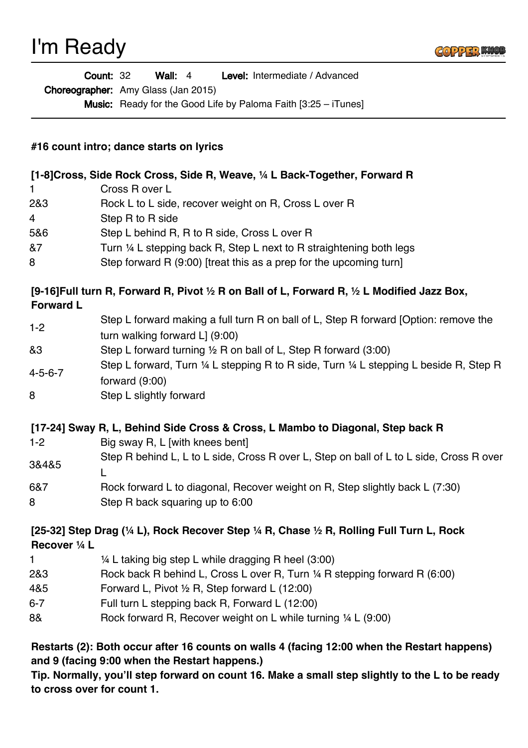# I'm Ready

**Count:** 32 **Wall:** 4 **Level:** Intermediate / Advanced
**Choreographer:** Amy Glass (Jan 2015)
**Music:** Ready for the Good Life by Paloma Faith [3:25 – iTunes]

---

**#16 count intro; dance starts on lyrics**

**[1-8]Cross, Side Rock Cross, Side R, Weave, ¼ L Back-Together, Forward R**

| | |
|---|---|
| 1 | Cross R over L |
| 2&3 | Rock L to L side, recover weight on R, Cross L over R |
| 4 | Step R to R side |
| 5&6 | Step L behind R, R to R side, Cross L over R |
| &7 | Turn ¼ L stepping back R, Step L next to R straightening both legs |
| 8 | Step forward R (9:00) [treat this as a prep for the upcoming turn] |

**[9-16]Full turn R, Forward R, Pivot ½ R on Ball of L, Forward R, ½ L Modified Jazz Box, Forward L**

| | |
|---|---|
| 1-2 | Step L forward making a full turn R on ball of L, Step R forward [Option: remove the turn walking forward L] (9:00) |
| &3 | Step L forward turning ½ R on ball of L, Step R forward (3:00) |
| 4-5-6-7 | Step L forward, Turn ¼ L stepping R to R side, Turn ¼ L stepping L beside R, Step R forward (9:00) |
| 8 | Step L slightly forward |

**[17-24] Sway R, L, Behind Side Cross & Cross, L Mambo to Diagonal, Step back R**

| | |
|---|---|
| 1-2 | Big sway R, L [with knees bent] |
| 3&4&5 | Step R behind L, L to L side, Cross R over L, Step on ball of L to L side, Cross R over L |
| 6&7 | Rock forward L to diagonal, Recover weight on R, Step slightly back L (7:30) |
| 8 | Step R back squaring up to 6:00 |

**[25-32] Step Drag (¼ L), Rock Recover Step ¼ R, Chase ½ R, Rolling Full Turn L, Rock Recover ¼ L**

| | |
|---|---|
| 1 | ¼ L taking big step L while dragging R heel (3:00) |
| 2&3 | Rock back R behind L, Cross L over R, Turn ¼ R stepping forward R (6:00) |
| 4&5 | Forward L, Pivot ½ R, Step forward L (12:00) |
| 6-7 | Full turn L stepping back R, Forward L (12:00) |
| 8& | Rock forward R, Recover weight on L while turning ¼ L (9:00) |

**Restarts (2): Both occur after 16 counts on walls 4 (facing 12:00 when the Restart happens) and 9 (facing 9:00 when the Restart happens.)**

**Tip. Normally, you'll step forward on count 16. Make a small step slightly to the L to be ready to cross over for count 1.**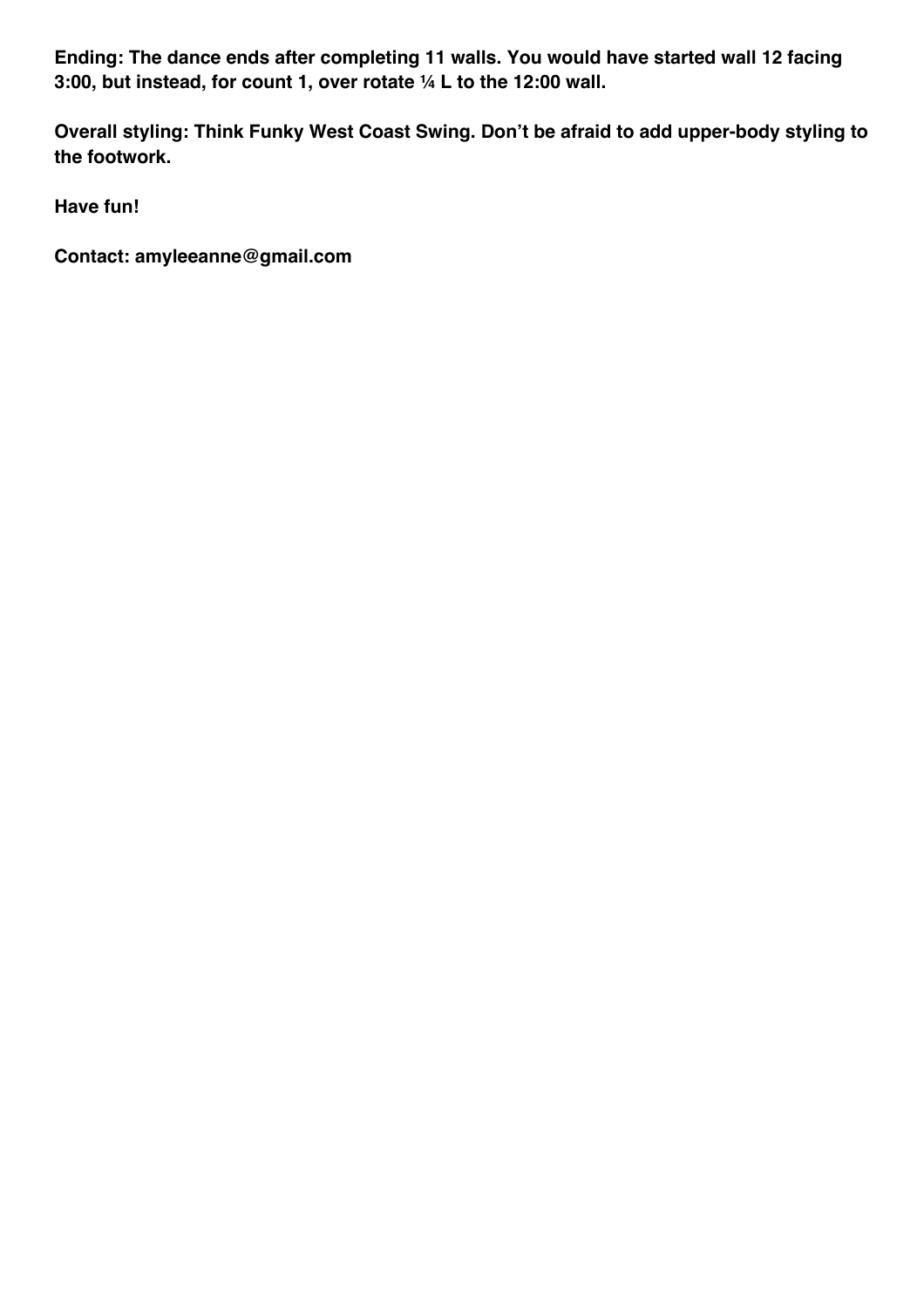**Ending: The dance ends after completing 11 walls. You would have started wall 12 facing 3:00, but instead, for count 1, over rotate ¼ L to the 12:00 wall.**

**Overall styling: Think Funky West Coast Swing. Don't be afraid to add upper-body styling to the footwork.**

**Have fun!**

**Contact: amyleeanne@gmail.com**